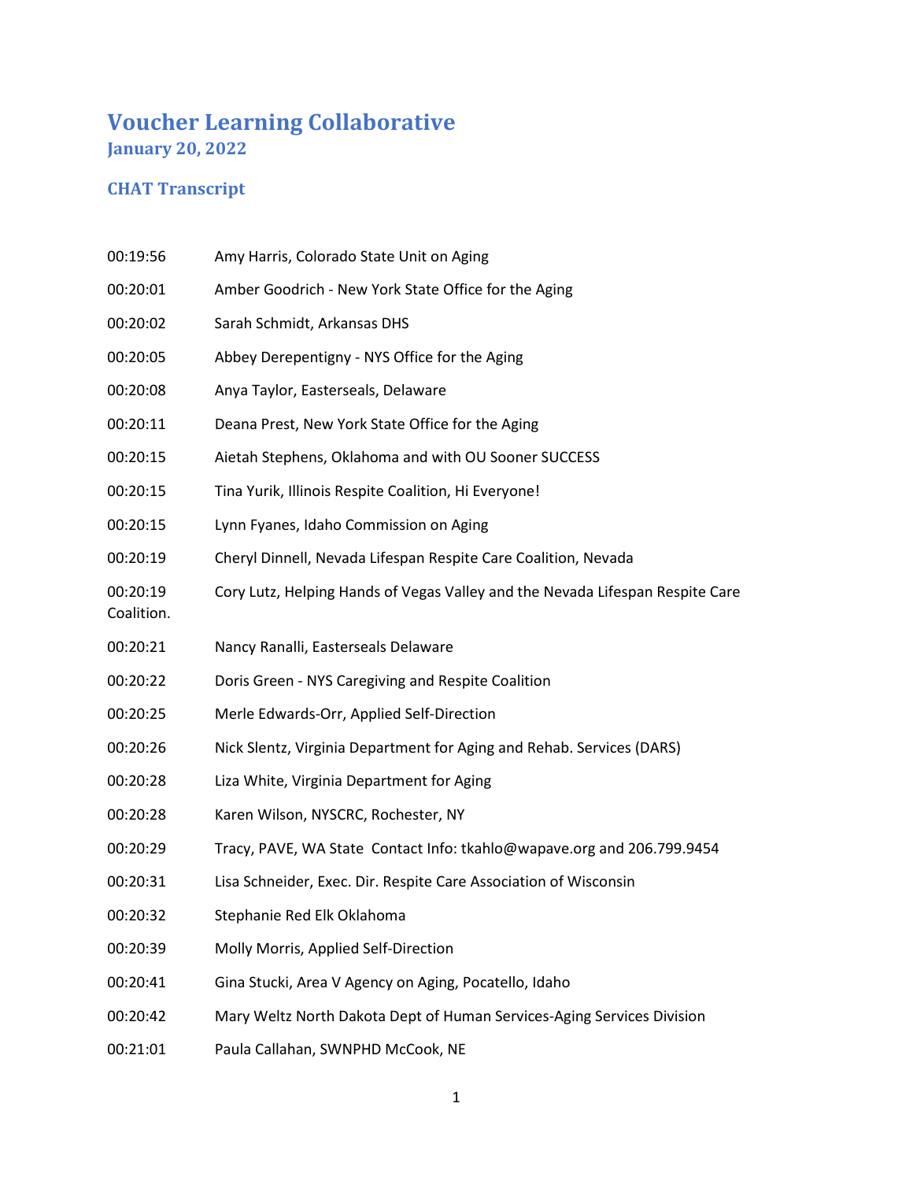# Voucher Learning Collaborative

## January 20, 2022

### CHAT Transcript

| | |
|---|---|
| 00:19:56 | Amy Harris, Colorado State Unit on Aging |
| 00:20:01 | Amber Goodrich - New York State Office for the Aging |
| 00:20:02 | Sarah Schmidt, Arkansas DHS |
| 00:20:05 | Abbey Derepentigny - NYS Office for the Aging |
| 00:20:08 | Anya Taylor, Easterseals, Delaware |
| 00:20:11 | Deana Prest, New York State Office for the Aging |
| 00:20:15 | Aietah Stephens, Oklahoma and with OU Sooner SUCCESS |
| 00:20:15 | Tina Yurik, Illinois Respite Coalition, Hi Everyone! |
| 00:20:15 | Lynn Fyanes, Idaho Commission on Aging |
| 00:20:19 | Cheryl Dinnell, Nevada Lifespan Respite Care Coalition, Nevada |
| 00:20:19 | Cory Lutz, Helping Hands of Vegas Valley and the Nevada Lifespan Respite Care Coalition. |
| 00:20:21 | Nancy Ranalli, Easterseals Delaware |
| 00:20:22 | Doris Green - NYS Caregiving and Respite Coalition |
| 00:20:25 | Merle Edwards-Orr, Applied Self-Direction |
| 00:20:26 | Nick Slentz, Virginia Department for Aging and Rehab. Services (DARS) |
| 00:20:28 | Liza White, Virginia Department for Aging |
| 00:20:28 | Karen Wilson, NYSCRC, Rochester, NY |
| 00:20:29 | Tracy, PAVE, WA State Contact Info: tkahlo@wapave.org and 206.799.9454 |
| 00:20:31 | Lisa Schneider, Exec. Dir. Respite Care Association of Wisconsin |
| 00:20:32 | Stephanie Red Elk Oklahoma |
| 00:20:39 | Molly Morris, Applied Self-Direction |
| 00:20:41 | Gina Stucki, Area V Agency on Aging, Pocatello, Idaho |
| 00:20:42 | Mary Weltz North Dakota Dept of Human Services-Aging Services Division |
| 00:21:01 | Paula Callahan, SWNPHD McCook, NE |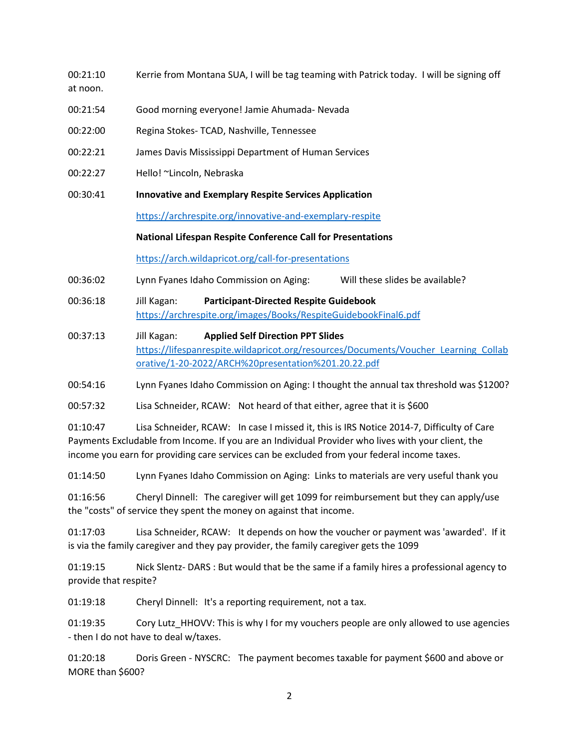00:21:10 Kerrie from Montana SUA, I will be tag teaming with Patrick today. I will be signing off at noon.

00:21:54 Good morning everyone! Jamie Ahumada- Nevada

00:22:00 Regina Stokes- TCAD, Nashville, Tennessee

00:22:21 James Davis Mississippi Department of Human Services

00:22:27 Hello! ~Lincoln, Nebraska

00:30:41 **Innovative and Exemplary Respite Services Application**

https://archrespite.org/innovative-and-exemplary-respite

**National Lifespan Respite Conference Call for Presentations**

https://arch.wildapricot.org/call-for-presentations

00:36:02 Lynn Fyanes Idaho Commission on Aging: Will these slides be available?

00:36:18 Jill Kagan: **Participant-Directed Respite Guidebook** https://archrespite.org/images/Books/RespiteGuidebookFinal6.pdf

00:37:13 Jill Kagan: **Applied Self Direction PPT Slides** https://lifespanrespite.wildapricot.org/resources/Documents/Voucher_Learning_Collaborative/1-20-2022/ARCH%20presentation%201.20.22.pdf

00:54:16 Lynn Fyanes Idaho Commission on Aging: I thought the annual tax threshold was $1200?

00:57:32 Lisa Schneider, RCAW: Not heard of that either, agree that it is $600

01:10:47 Lisa Schneider, RCAW: In case I missed it, this is IRS Notice 2014-7, Difficulty of Care Payments Excludable from Income. If you are an Individual Provider who lives with your client, the income you earn for providing care services can be excluded from your federal income taxes.

01:14:50 Lynn Fyanes Idaho Commission on Aging: Links to materials are very useful thank you

01:16:56 Cheryl Dinnell: The caregiver will get 1099 for reimbursement but they can apply/use the "costs" of service they spent the money on against that income.

01:17:03 Lisa Schneider, RCAW: It depends on how the voucher or payment was 'awarded'. If it is via the family caregiver and they pay provider, the family caregiver gets the 1099

01:19:15 Nick Slentz- DARS : But would that be the same if a family hires a professional agency to provide that respite?

01:19:18 Cheryl Dinnell: It's a reporting requirement, not a tax.

01:19:35 Cory Lutz_HHOVV: This is why I for my vouchers people are only allowed to use agencies - then I do not have to deal w/taxes.

01:20:18 Doris Green - NYSCRC: The payment becomes taxable for payment $600 and above or MORE than $600?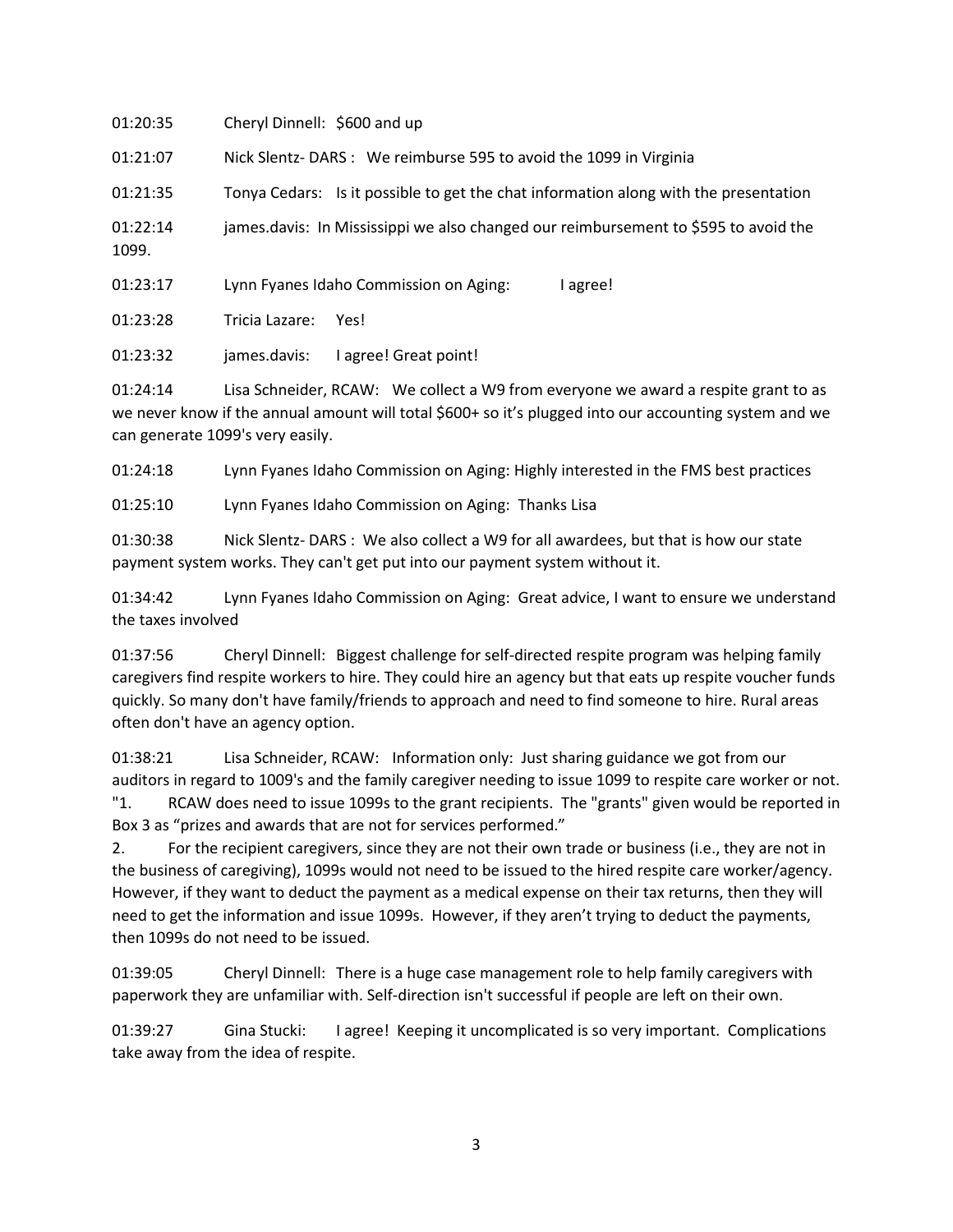01:20:35 Cheryl Dinnell: $600 and up

01:21:07 Nick Slentz- DARS : We reimburse 595 to avoid the 1099 in Virginia

01:21:35 Tonya Cedars: Is it possible to get the chat information along with the presentation

01:22:14 james.davis: In Mississippi we also changed our reimbursement to $595 to avoid the 1099.

01:23:17 Lynn Fyanes Idaho Commission on Aging: I agree!

01:23:28 Tricia Lazare: Yes!

01:23:32 james.davis: I agree! Great point!

01:24:14 Lisa Schneider, RCAW: We collect a W9 from everyone we award a respite grant to as we never know if the annual amount will total $600+ so it's plugged into our accounting system and we can generate 1099's very easily.

01:24:18 Lynn Fyanes Idaho Commission on Aging: Highly interested in the FMS best practices

01:25:10 Lynn Fyanes Idaho Commission on Aging: Thanks Lisa

01:30:38 Nick Slentz- DARS : We also collect a W9 for all awardees, but that is how our state payment system works. They can't get put into our payment system without it.

01:34:42 Lynn Fyanes Idaho Commission on Aging: Great advice, I want to ensure we understand the taxes involved

01:37:56 Cheryl Dinnell: Biggest challenge for self-directed respite program was helping family caregivers find respite workers to hire. They could hire an agency but that eats up respite voucher funds quickly. So many don't have family/friends to approach and need to find someone to hire. Rural areas often don't have an agency option.

01:38:21 Lisa Schneider, RCAW: Information only: Just sharing guidance we got from our auditors in regard to 1009's and the family caregiver needing to issue 1099 to respite care worker or not.
"1. RCAW does need to issue 1099s to the grant recipients. The "grants" given would be reported in Box 3 as "prizes and awards that are not for services performed."
2. For the recipient caregivers, since they are not their own trade or business (i.e., they are not in the business of caregiving), 1099s would not need to be issued to the hired respite care worker/agency. However, if they want to deduct the payment as a medical expense on their tax returns, then they will need to get the information and issue 1099s. However, if they aren't trying to deduct the payments, then 1099s do not need to be issued.

01:39:05 Cheryl Dinnell: There is a huge case management role to help family caregivers with paperwork they are unfamiliar with. Self-direction isn't successful if people are left on their own.

01:39:27 Gina Stucki: I agree! Keeping it uncomplicated is so very important. Complications take away from the idea of respite.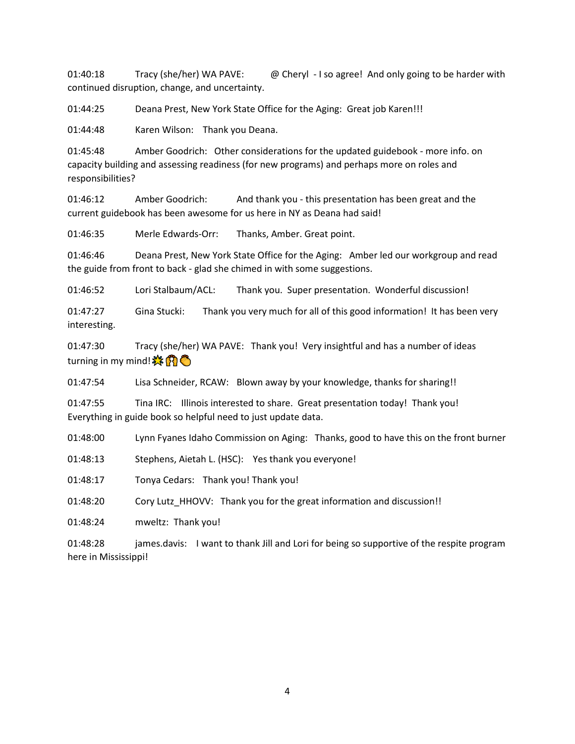01:40:18 Tracy (she/her) WA PAVE: @ Cheryl - I so agree! And only going to be harder with continued disruption, change, and uncertainty.

01:44:25 Deana Prest, New York State Office for the Aging: Great job Karen!!!

01:44:48 Karen Wilson: Thank you Deana.

01:45:48 Amber Goodrich: Other considerations for the updated guidebook - more info. on capacity building and assessing readiness (for new programs) and perhaps more on roles and responsibilities?

01:46:12 Amber Goodrich: And thank you - this presentation has been great and the current guidebook has been awesome for us here in NY as Deana had said!

01:46:35 Merle Edwards-Orr: Thanks, Amber. Great point.

01:46:46 Deana Prest, New York State Office for the Aging: Amber led our workgroup and read the guide from front to back - glad she chimed in with some suggestions.

01:46:52 Lori Stalbaum/ACL: Thank you. Super presentation. Wonderful discussion!

01:47:27 Gina Stucki: Thank you very much for all of this good information! It has been very interesting.

01:47:30 Tracy (she/her) WA PAVE: Thank you! Very insightful and has a number of ideas turning in my mind!💥🙌👏

01:47:54 Lisa Schneider, RCAW: Blown away by your knowledge, thanks for sharing!!

01:47:55 Tina IRC: Illinois interested to share. Great presentation today! Thank you! Everything in guide book so helpful need to just update data.

01:48:00 Lynn Fyanes Idaho Commission on Aging: Thanks, good to have this on the front burner

01:48:13 Stephens, Aietah L. (HSC): Yes thank you everyone!

01:48:17 Tonya Cedars: Thank you! Thank you!

01:48:20 Cory Lutz_HHOVV: Thank you for the great information and discussion!!

01:48:24 mweltz: Thank you!

01:48:28 james.davis: I want to thank Jill and Lori for being so supportive of the respite program here in Mississippi!